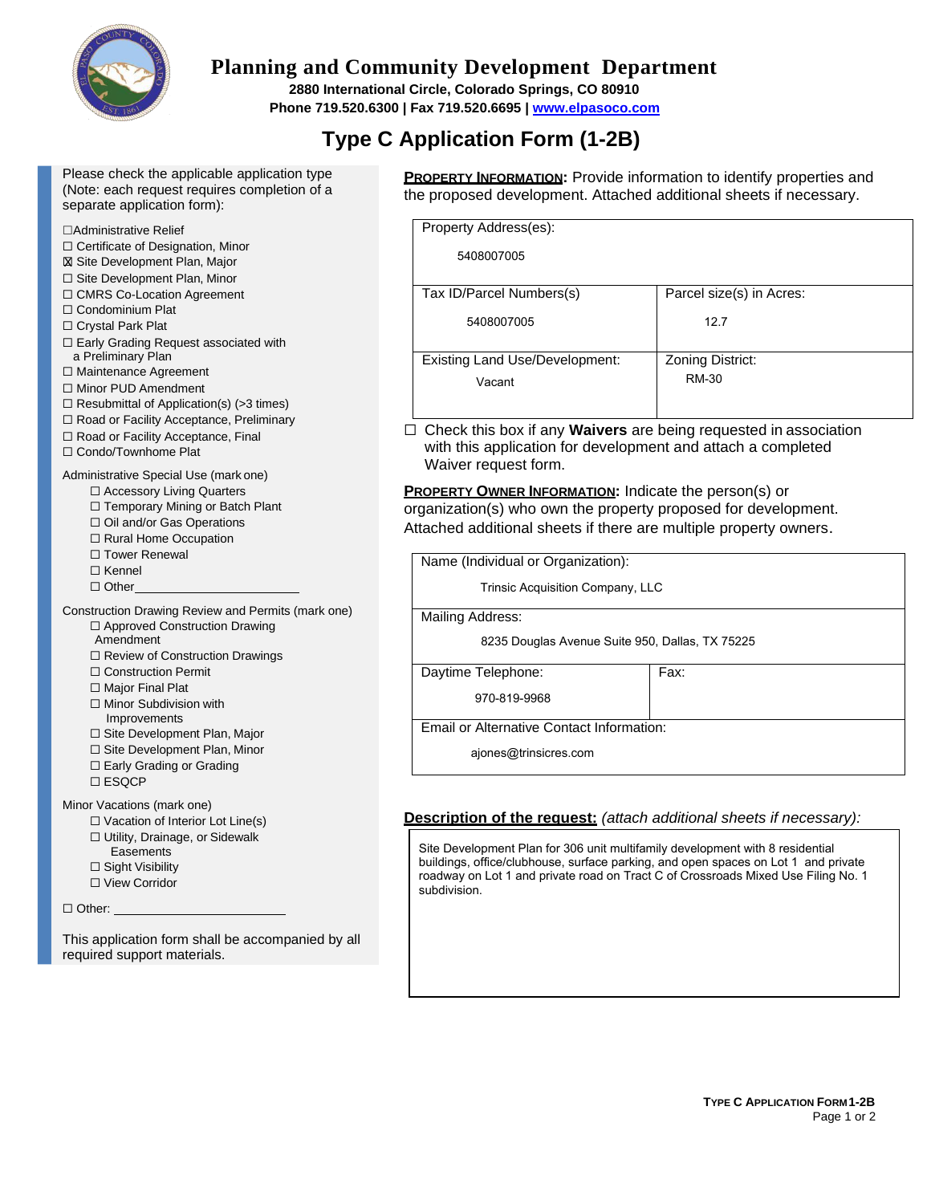# Planning and Community Development Department

**2880 International Circle, Colorado Springs, CO 80910**
**Phone 719.520.6300 | Fax 719.520.6695 | [www.elpasoco.com](http://www.elpasoco.com)**

## Type C Application Form (1-2B)

Please check the applicable application type (Note: each request requires completion of a separate application form):

- ☐ Administrative Relief
- ☐ Certificate of Designation, Minor
- ☒ Site Development Plan, Major
- ☐ Site Development Plan, Minor
- ☐ CMRS Co-Location Agreement
- ☐ Condominium Plat
- ☐ Crystal Park Plat
- ☐ Early Grading Request associated with a Preliminary Plan
- ☐ Maintenance Agreement
- ☐ Minor PUD Amendment
- ☐ Resubmittal of Application(s) (>3 times)
- ☐ Road or Facility Acceptance, Preliminary
- ☐ Road or Facility Acceptance, Final
- ☐ Condo/Townhome Plat

Administrative Special Use (mark one)

- ☐ Accessory Living Quarters
- ☐ Temporary Mining or Batch Plant
- ☐ Oil and/or Gas Operations
- ☐ Rural Home Occupation
- ☐ Tower Renewal
- ☐ Kennel
- ☐ Other ____________________

Construction Drawing Review and Permits (mark one)

- ☐ Approved Construction Drawing Amendment
- ☐ Review of Construction Drawings
- ☐ Construction Permit
- ☐ Major Final Plat
- ☐ Minor Subdivision with Improvements
- ☐ Site Development Plan, Major
- ☐ Site Development Plan, Minor
- ☐ Early Grading or Grading
- ☐ ESQCP

Minor Vacations (mark one)

- ☐ Vacation of Interior Lot Line(s)
- ☐ Utility, Drainage, or Sidewalk Easements
- ☐ Sight Visibility
- ☐ View Corridor

☐ Other: ____________________

This application form shall be accompanied by all required support materials.

**PROPERTY INFORMATION:** Provide information to identify properties and the proposed development. Attached additional sheets if necessary.

| Property Address(es): | |
|---|---|
| 5408007005 | |
| **Tax ID/Parcel Numbers(s)** | **Parcel size(s) in Acres:** |
| 5408007005 | 12.7 |
| **Existing Land Use/Development:** | **Zoning District:** |
| Vacant | RM-30 |

☐ Check this box if any **Waivers** are being requested in association with this application for development and attach a completed Waiver request form.

**PROPERTY OWNER INFORMATION:** Indicate the person(s) or organization(s) who own the property proposed for development. Attached additional sheets if there are multiple property owners.

| Name (Individual or Organization): | |
|---|---|
| Trinsic Acquisition Company, LLC | |
| **Mailing Address:** | |
| 8235 Douglas Avenue Suite 950, Dallas, TX 75225 | |
| **Daytime Telephone:** | **Fax:** |
| 970-819-9968 | |
| **Email or Alternative Contact Information:** | |
| ajones@trinsicres.com | |

**Description of the request:** *(attach additional sheets if necessary):*

Site Development Plan for 306 unit multifamily development with 8 residential buildings, office/clubhouse, surface parking, and open spaces on Lot 1 and private roadway on Lot 1 and private road on Tract C of Crossroads Mixed Use Filing No. 1 subdivision.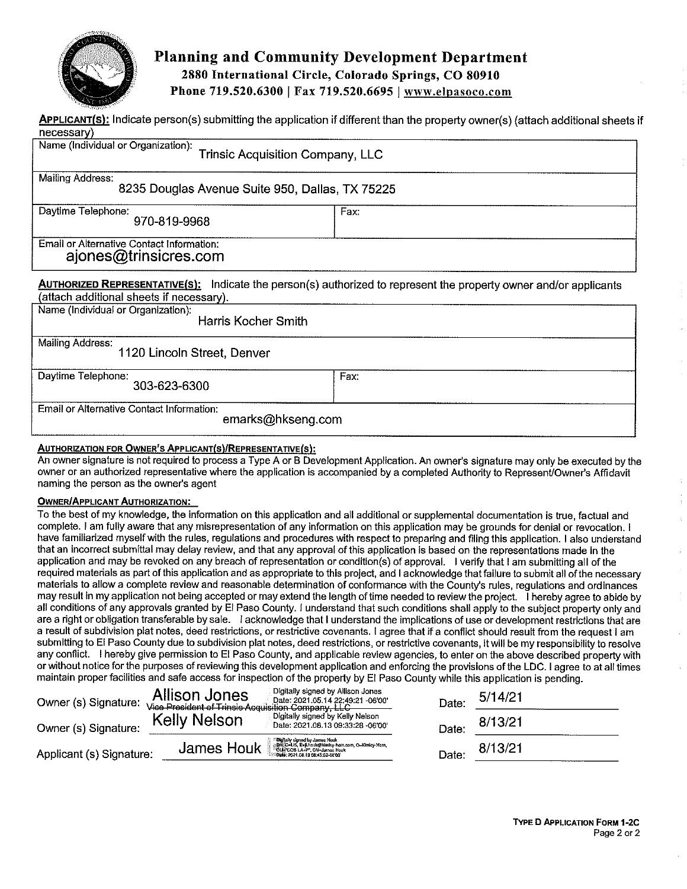# Planning and Community Development Department

**2880 International Circle, Colorado Springs, CO 80910**

**Phone 719.520.6300 | Fax 719.520.6695 | www.elpasoco.com**

**APPLICANT(S):** Indicate person(s) submitting the application if different than the property owner(s) (attach additional sheets if necessary)

| | |
|---|---|
| Name (Individual or Organization): Trinsic Acquisition Company, LLC | |
| Mailing Address: 8235 Douglas Avenue Suite 950, Dallas, TX 75225 | |
| Daytime Telephone: 970-819-9968 | Fax: |
| Email or Alternative Contact Information: ajones@trinsicres.com | |

**AUTHORIZED REPRESENTATIVE(S):** Indicate the person(s) authorized to represent the property owner and/or applicants (attach additional sheets if necessary).

| | |
|---|---|
| Name (Individual or Organization): Harris Kocher Smith | |
| Mailing Address: 1120 Lincoln Street, Denver | |
| Daytime Telephone: 303-623-6300 | Fax: |
| Email or Alternative Contact Information: emarks@hkseng.com | |

**AUTHORIZATION FOR OWNER'S APPLICANT(S)/REPRESENTATIVE(S):**

An owner signature is not required to process a Type A or B Development Application. An owner's signature may only be executed by the owner or an authorized representative where the application is accompanied by a completed Authority to Represent/Owner's Affidavit naming the person as the owner's agent

**OWNER/APPLICANT AUTHORIZATION:**

To the best of my knowledge, the information on this application and all additional or supplemental documentation is true, factual and complete. I am fully aware that any misrepresentation of any information on this application may be grounds for denial or revocation. I have familiarized myself with the rules, regulations and procedures with respect to preparing and filing this application. I also understand that an incorrect submittal may delay review, and that any approval of this application is based on the representations made in the application and may be revoked on any breach of representation or condition(s) of approval. I verify that I am submitting all of the required materials as part of this application and as appropriate to this project, and I acknowledge that failure to submit all of the necessary materials to allow a complete review and reasonable determination of conformance with the County's rules, regulations and ordinances may result in my application not being accepted or may extend the length of time needed to review the project. I hereby agree to abide by all conditions of any approvals granted by El Paso County. I understand that such conditions shall apply to the subject property only and are a right or obligation transferable by sale. I acknowledge that I understand the implications of use or development restrictions that are a result of subdivision plat notes, deed restrictions, or restrictive covenants. I agree that if a conflict should result from the request I am submitting to El Paso County due to subdivision plat notes, deed restrictions, or restrictive covenants, it will be my responsibility to resolve any conflict. I hereby give permission to El Paso County, and applicable review agencies, to enter on the above described property with or without notice for the purposes of reviewing this development application and enforcing the provisions of the LDC. I agree to at all times maintain proper facilities and safe access for inspection of the property by El Paso County while this application is pending.

Owner (s) Signature: Allison Jones (Digitally signed by Allison Jones Date: 2021.05.14 22:49:21 -06'00') Vice President of Trinsic Acquisition Company, LLC — Date: 5/14/21

Owner (s) Signature: Kelly Nelson (Digitally signed by Kelly Nelson Date: 2021.08.13 09:33:28 -06'00') — Date: 8/13/21

Applicant (s) Signature: James Houk (Digitally signed by James Houk DN: C=US, E=james.houk@kimley-horn.com, O=Kimley-Horn, OU=COS LA-P, CN=James Houk Date: 2021.08.13 08:45:02-06'00') — Date: 8/13/21

**TYPE D APPLICATION FORM 1-2C**